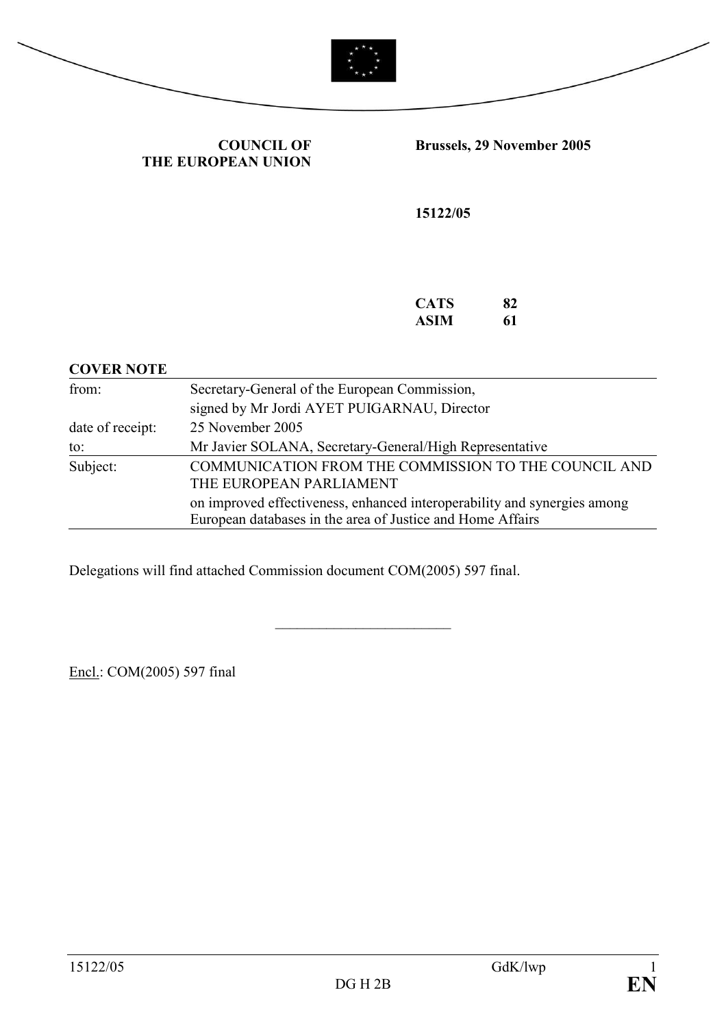**COUNCIL OF THE EUROPEAN UNION**

**Brussels, 29 November 2005**

**15122/05**

**CATS 82**
**ASIM 61**

**COVER NOTE**

| | |
|---|---|
| from: | Secretary-General of the European Commission, signed by Mr Jordi AYET PUIGARNAU, Director |
| date of receipt: | 25 November 2005 |
| to: | Mr Javier SOLANA, Secretary-General/High Representative |
| Subject: | COMMUNICATION FROM THE COMMISSION TO THE COUNCIL AND THE EUROPEAN PARLIAMENT<br>on improved effectiveness, enhanced interoperability and synergies among European databases in the area of Justice and Home Affairs |

Delegations will find attached Commission document COM(2005) 597 final.

---

Encl.: COM(2005) 597 final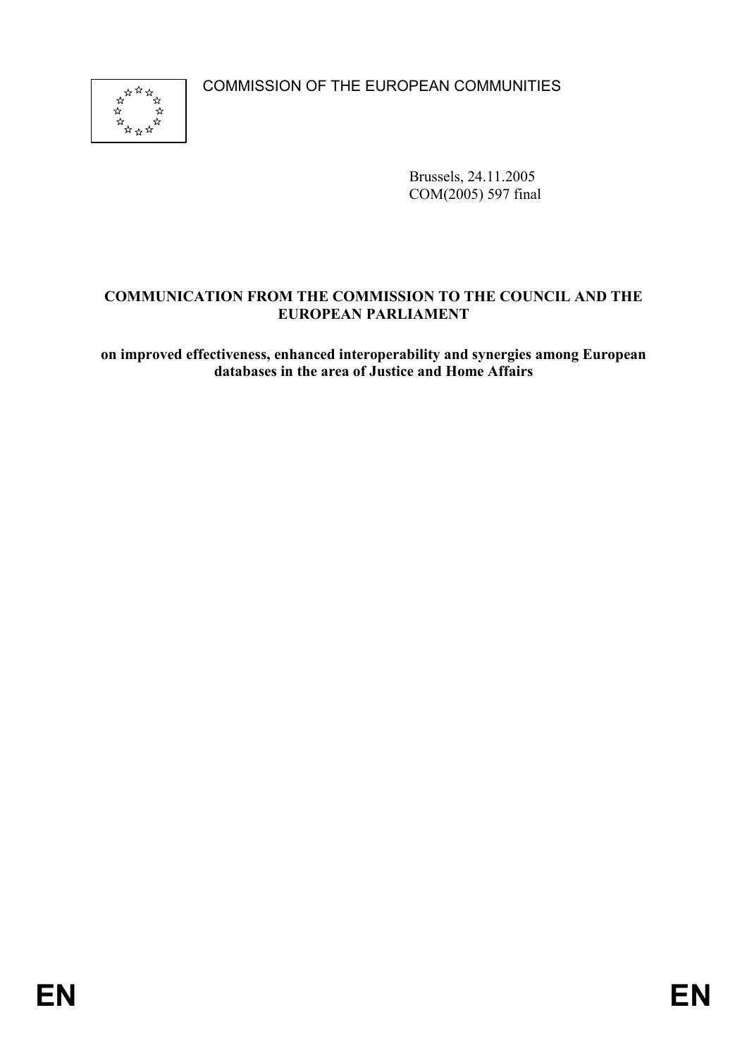COMMISSION OF THE EUROPEAN COMMUNITIES

Brussels, 24.11.2005
COM(2005) 597 final

**COMMUNICATION FROM THE COMMISSION TO THE COUNCIL AND THE EUROPEAN PARLIAMENT**

**on improved effectiveness, enhanced interoperability and synergies among European databases in the area of Justice and Home Affairs**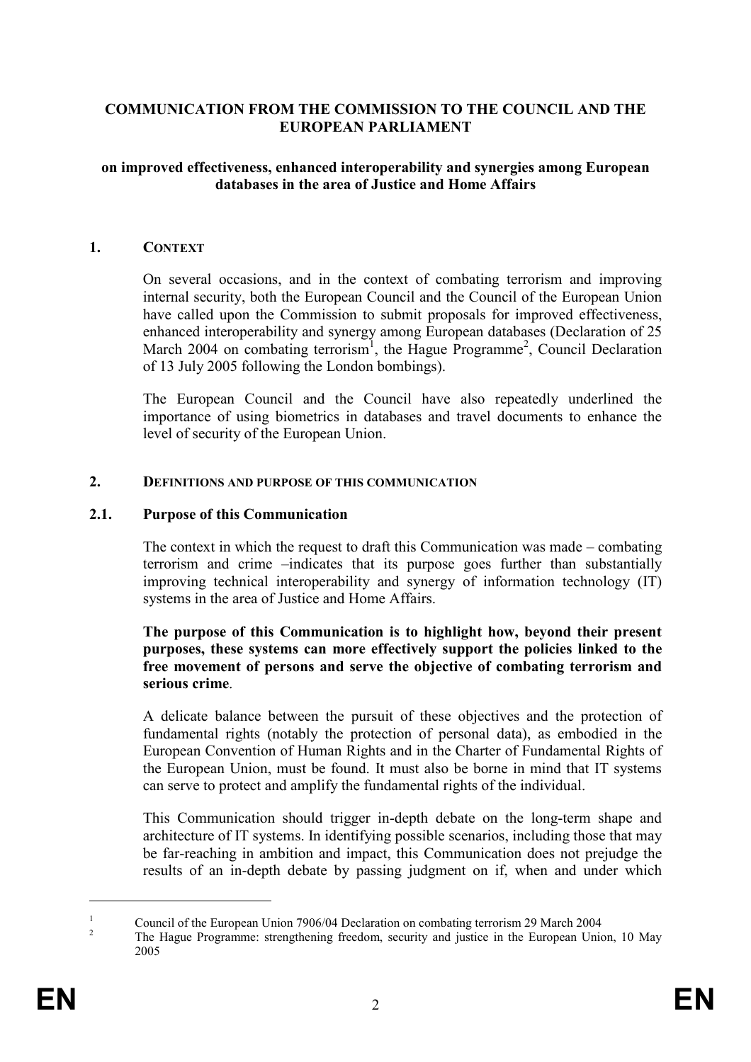**COMMUNICATION FROM THE COMMISSION TO THE COUNCIL AND THE EUROPEAN PARLIAMENT**

**on improved effectiveness, enhanced interoperability and synergies among European databases in the area of Justice and Home Affairs**

## 1. CONTEXT

On several occasions, and in the context of combating terrorism and improving internal security, both the European Council and the Council of the European Union have called upon the Commission to submit proposals for improved effectiveness, enhanced interoperability and synergy among European databases (Declaration of 25 March 2004 on combating terrorism[1], the Hague Programme[2], Council Declaration of 13 July 2005 following the London bombings).

The European Council and the Council have also repeatedly underlined the importance of using biometrics in databases and travel documents to enhance the level of security of the European Union.

## 2. DEFINITIONS AND PURPOSE OF THIS COMMUNICATION

### 2.1. Purpose of this Communication

The context in which the request to draft this Communication was made – combating terrorism and crime –indicates that its purpose goes further than substantially improving technical interoperability and synergy of information technology (IT) systems in the area of Justice and Home Affairs.

**The purpose of this Communication is to highlight how, beyond their present purposes, these systems can more effectively support the policies linked to the free movement of persons and serve the objective of combating terrorism and serious crime**.

A delicate balance between the pursuit of these objectives and the protection of fundamental rights (notably the protection of personal data), as embodied in the European Convention of Human Rights and in the Charter of Fundamental Rights of the European Union, must be found. It must also be borne in mind that IT systems can serve to protect and amplify the fundamental rights of the individual.

This Communication should trigger in-depth debate on the long-term shape and architecture of IT systems. In identifying possible scenarios, including those that may be far-reaching in ambition and impact, this Communication does not prejudge the results of an in-depth debate by passing judgment on if, when and under which

---

[1] Council of the European Union 7906/04 Declaration on combating terrorism 29 March 2004

[2] The Hague Programme: strengthening freedom, security and justice in the European Union, 10 May 2005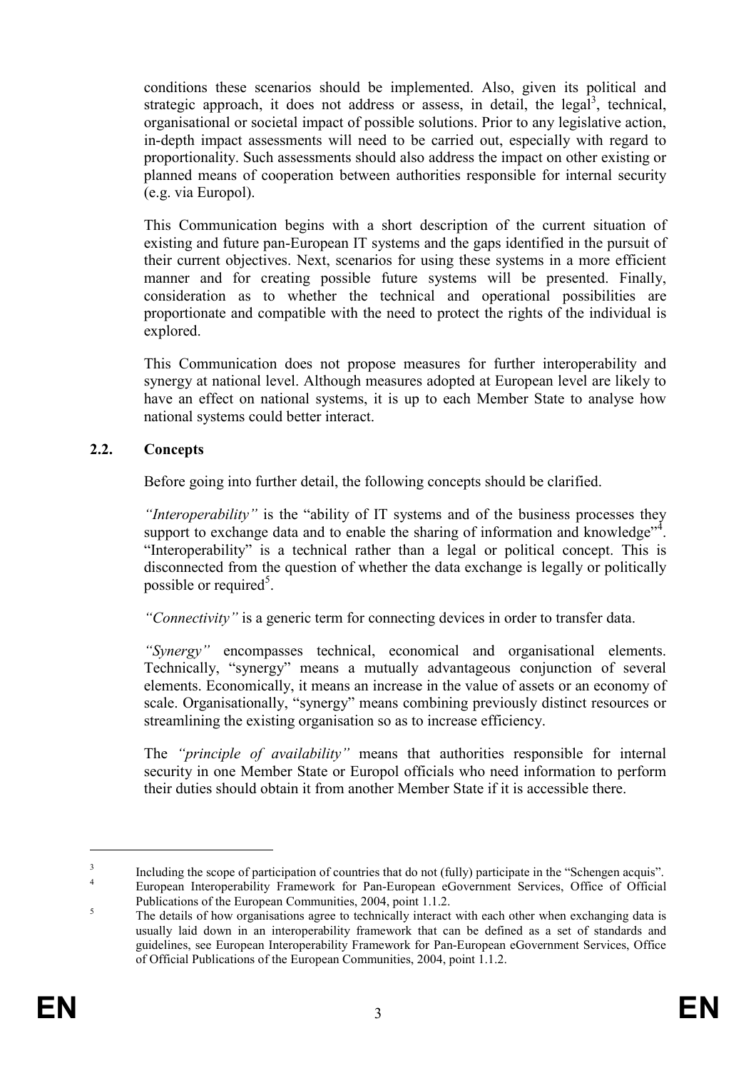conditions these scenarios should be implemented. Also, given its political and strategic approach, it does not address or assess, in detail, the legal[3], technical, organisational or societal impact of possible solutions. Prior to any legislative action, in-depth impact assessments will need to be carried out, especially with regard to proportionality. Such assessments should also address the impact on other existing or planned means of cooperation between authorities responsible for internal security (e.g. via Europol).

This Communication begins with a short description of the current situation of existing and future pan-European IT systems and the gaps identified in the pursuit of their current objectives. Next, scenarios for using these systems in a more efficient manner and for creating possible future systems will be presented. Finally, consideration as to whether the technical and operational possibilities are proportionate and compatible with the need to protect the rights of the individual is explored.

This Communication does not propose measures for further interoperability and synergy at national level. Although measures adopted at European level are likely to have an effect on national systems, it is up to each Member State to analyse how national systems could better interact.

## 2.2. Concepts

Before going into further detail, the following concepts should be clarified.

*"Interoperability"* is the "ability of IT systems and of the business processes they support to exchange data and to enable the sharing of information and knowledge"[4]. "Interoperability" is a technical rather than a legal or political concept. This is disconnected from the question of whether the data exchange is legally or politically possible or required[5].

*"Connectivity"* is a generic term for connecting devices in order to transfer data.

*"Synergy"* encompasses technical, economical and organisational elements. Technically, "synergy" means a mutually advantageous conjunction of several elements. Economically, it means an increase in the value of assets or an economy of scale. Organisationally, "synergy" means combining previously distinct resources or streamlining the existing organisation so as to increase efficiency.

The *"principle of availability"* means that authorities responsible for internal security in one Member State or Europol officials who need information to perform their duties should obtain it from another Member State if it is accessible there.

---

[3] Including the scope of participation of countries that do not (fully) participate in the "Schengen acquis".

[4] European Interoperability Framework for Pan-European eGovernment Services, Office of Official Publications of the European Communities, 2004, point 1.1.2.

[5] The details of how organisations agree to technically interact with each other when exchanging data is usually laid down in an interoperability framework that can be defined as a set of standards and guidelines, see European Interoperability Framework for Pan-European eGovernment Services, Office of Official Publications of the European Communities, 2004, point 1.1.2.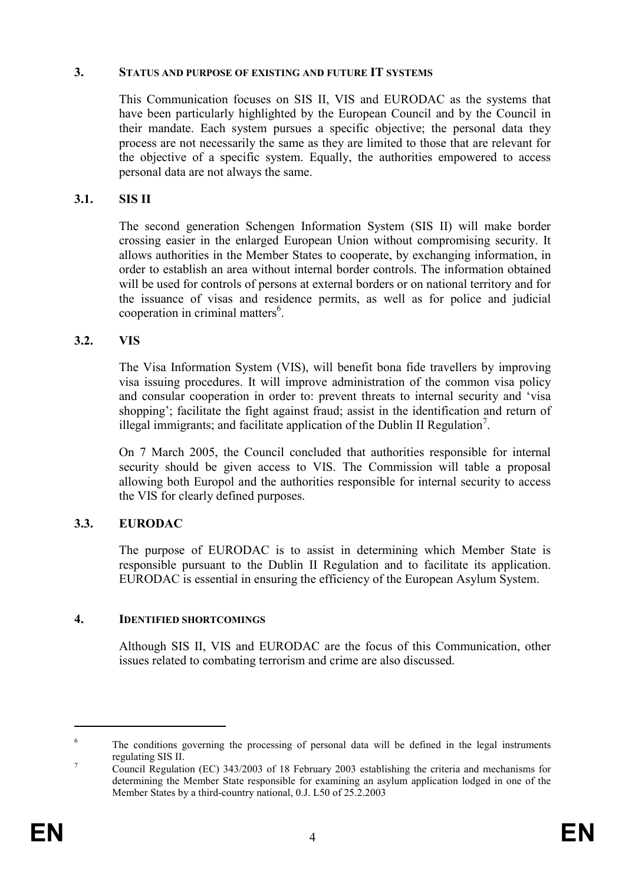## 3. STATUS AND PURPOSE OF EXISTING AND FUTURE IT SYSTEMS

This Communication focuses on SIS II, VIS and EURODAC as the systems that have been particularly highlighted by the European Council and by the Council in their mandate. Each system pursues a specific objective; the personal data they process are not necessarily the same as they are limited to those that are relevant for the objective of a specific system. Equally, the authorities empowered to access personal data are not always the same.

### 3.1. SIS II

The second generation Schengen Information System (SIS II) will make border crossing easier in the enlarged European Union without compromising security. It allows authorities in the Member States to cooperate, by exchanging information, in order to establish an area without internal border controls. The information obtained will be used for controls of persons at external borders or on national territory and for the issuance of visas and residence permits, as well as for police and judicial cooperation in criminal matters[6].

### 3.2. VIS

The Visa Information System (VIS), will benefit bona fide travellers by improving visa issuing procedures. It will improve administration of the common visa policy and consular cooperation in order to: prevent threats to internal security and 'visa shopping'; facilitate the fight against fraud; assist in the identification and return of illegal immigrants; and facilitate application of the Dublin II Regulation[7].

On 7 March 2005, the Council concluded that authorities responsible for internal security should be given access to VIS. The Commission will table a proposal allowing both Europol and the authorities responsible for internal security to access the VIS for clearly defined purposes.

### 3.3. EURODAC

The purpose of EURODAC is to assist in determining which Member State is responsible pursuant to the Dublin II Regulation and to facilitate its application. EURODAC is essential in ensuring the efficiency of the European Asylum System.

## 4. IDENTIFIED SHORTCOMINGS

Although SIS II, VIS and EURODAC are the focus of this Communication, other issues related to combating terrorism and crime are also discussed.

---

[6] The conditions governing the processing of personal data will be defined in the legal instruments regulating SIS II.

[7] Council Regulation (EC) 343/2003 of 18 February 2003 establishing the criteria and mechanisms for determining the Member State responsible for examining an asylum application lodged in one of the Member States by a third-country national, 0.J. L50 of 25.2.2003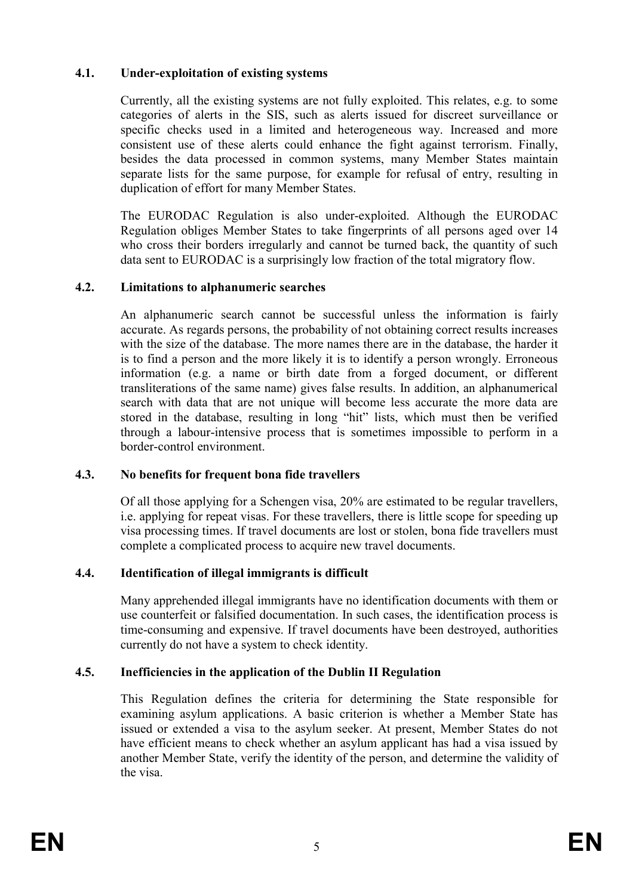### 4.1. Under-exploitation of existing systems

Currently, all the existing systems are not fully exploited. This relates, e.g. to some categories of alerts in the SIS, such as alerts issued for discreet surveillance or specific checks used in a limited and heterogeneous way. Increased and more consistent use of these alerts could enhance the fight against terrorism. Finally, besides the data processed in common systems, many Member States maintain separate lists for the same purpose, for example for refusal of entry, resulting in duplication of effort for many Member States.

The EURODAC Regulation is also under-exploited. Although the EURODAC Regulation obliges Member States to take fingerprints of all persons aged over 14 who cross their borders irregularly and cannot be turned back, the quantity of such data sent to EURODAC is a surprisingly low fraction of the total migratory flow.

### 4.2. Limitations to alphanumeric searches

An alphanumeric search cannot be successful unless the information is fairly accurate. As regards persons, the probability of not obtaining correct results increases with the size of the database. The more names there are in the database, the harder it is to find a person and the more likely it is to identify a person wrongly. Erroneous information (e.g. a name or birth date from a forged document, or different transliterations of the same name) gives false results. In addition, an alphanumerical search with data that are not unique will become less accurate the more data are stored in the database, resulting in long "hit" lists, which must then be verified through a labour-intensive process that is sometimes impossible to perform in a border-control environment.

### 4.3. No benefits for frequent bona fide travellers

Of all those applying for a Schengen visa, 20% are estimated to be regular travellers, i.e. applying for repeat visas. For these travellers, there is little scope for speeding up visa processing times. If travel documents are lost or stolen, bona fide travellers must complete a complicated process to acquire new travel documents.

### 4.4. Identification of illegal immigrants is difficult

Many apprehended illegal immigrants have no identification documents with them or use counterfeit or falsified documentation. In such cases, the identification process is time-consuming and expensive. If travel documents have been destroyed, authorities currently do not have a system to check identity.

### 4.5. Inefficiencies in the application of the Dublin II Regulation

This Regulation defines the criteria for determining the State responsible for examining asylum applications. A basic criterion is whether a Member State has issued or extended a visa to the asylum seeker. At present, Member States do not have efficient means to check whether an asylum applicant has had a visa issued by another Member State, verify the identity of the person, and determine the validity of the visa.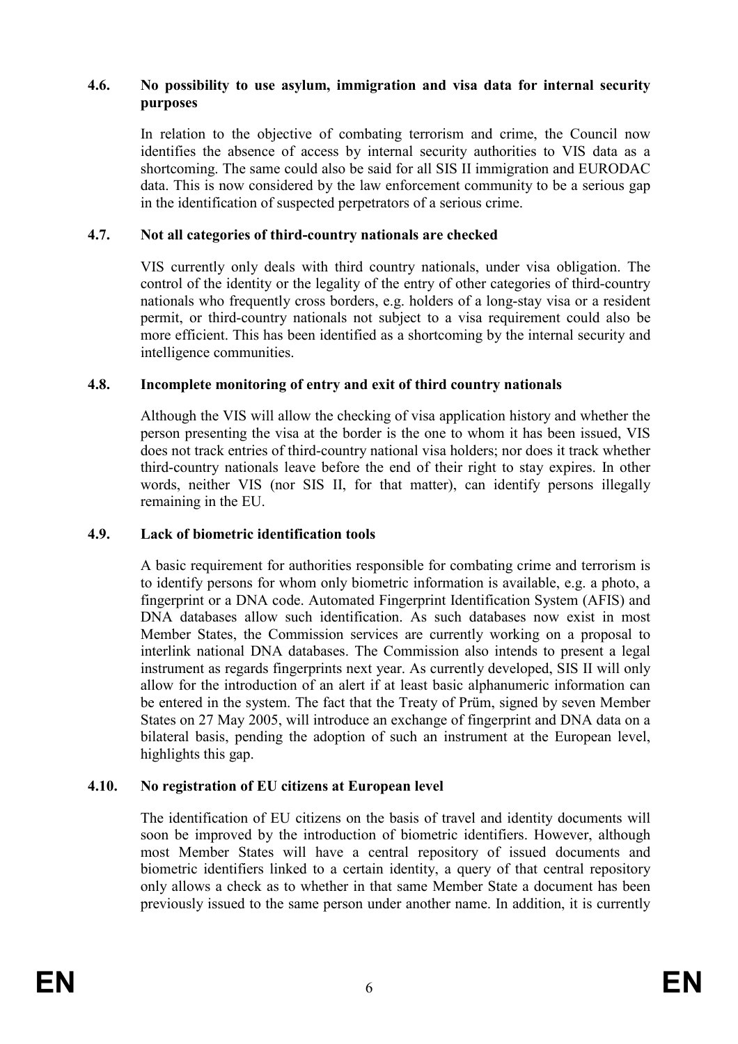### 4.6. No possibility to use asylum, immigration and visa data for internal security purposes

In relation to the objective of combating terrorism and crime, the Council now identifies the absence of access by internal security authorities to VIS data as a shortcoming. The same could also be said for all SIS II immigration and EURODAC data. This is now considered by the law enforcement community to be a serious gap in the identification of suspected perpetrators of a serious crime.

### 4.7. Not all categories of third-country nationals are checked

VIS currently only deals with third country nationals, under visa obligation. The control of the identity or the legality of the entry of other categories of third-country nationals who frequently cross borders, e.g. holders of a long-stay visa or a resident permit, or third-country nationals not subject to a visa requirement could also be more efficient. This has been identified as a shortcoming by the internal security and intelligence communities.

### 4.8. Incomplete monitoring of entry and exit of third country nationals

Although the VIS will allow the checking of visa application history and whether the person presenting the visa at the border is the one to whom it has been issued, VIS does not track entries of third-country national visa holders; nor does it track whether third-country nationals leave before the end of their right to stay expires. In other words, neither VIS (nor SIS II, for that matter), can identify persons illegally remaining in the EU.

### 4.9. Lack of biometric identification tools

A basic requirement for authorities responsible for combating crime and terrorism is to identify persons for whom only biometric information is available, e.g. a photo, a fingerprint or a DNA code. Automated Fingerprint Identification System (AFIS) and DNA databases allow such identification. As such databases now exist in most Member States, the Commission services are currently working on a proposal to interlink national DNA databases. The Commission also intends to present a legal instrument as regards fingerprints next year. As currently developed, SIS II will only allow for the introduction of an alert if at least basic alphanumeric information can be entered in the system. The fact that the Treaty of Prüm, signed by seven Member States on 27 May 2005, will introduce an exchange of fingerprint and DNA data on a bilateral basis, pending the adoption of such an instrument at the European level, highlights this gap.

### 4.10. No registration of EU citizens at European level

The identification of EU citizens on the basis of travel and identity documents will soon be improved by the introduction of biometric identifiers. However, although most Member States will have a central repository of issued documents and biometric identifiers linked to a certain identity, a query of that central repository only allows a check as to whether in that same Member State a document has been previously issued to the same person under another name. In addition, it is currently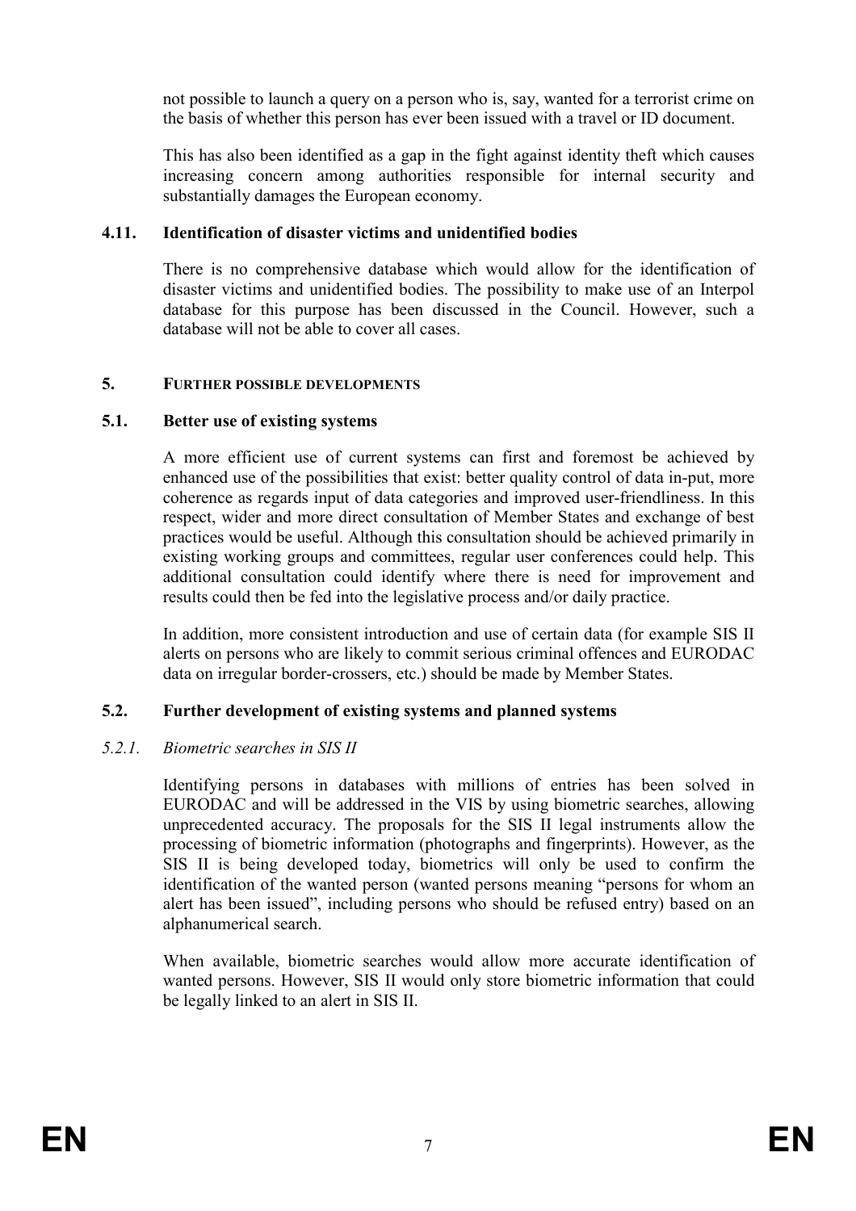not possible to launch a query on a person who is, say, wanted for a terrorist crime on the basis of whether this person has ever been issued with a travel or ID document.

This has also been identified as a gap in the fight against identity theft which causes increasing concern among authorities responsible for internal security and substantially damages the European economy.

### 4.11. Identification of disaster victims and unidentified bodies

There is no comprehensive database which would allow for the identification of disaster victims and unidentified bodies. The possibility to make use of an Interpol database for this purpose has been discussed in the Council. However, such a database will not be able to cover all cases.

## 5. FURTHER POSSIBLE DEVELOPMENTS

### 5.1. Better use of existing systems

A more efficient use of current systems can first and foremost be achieved by enhanced use of the possibilities that exist: better quality control of data in-put, more coherence as regards input of data categories and improved user-friendliness. In this respect, wider and more direct consultation of Member States and exchange of best practices would be useful. Although this consultation should be achieved primarily in existing working groups and committees, regular user conferences could help. This additional consultation could identify where there is need for improvement and results could then be fed into the legislative process and/or daily practice.

In addition, more consistent introduction and use of certain data (for example SIS II alerts on persons who are likely to commit serious criminal offences and EURODAC data on irregular border-crossers, etc.) should be made by Member States.

### 5.2. Further development of existing systems and planned systems

#### *5.2.1. Biometric searches in SIS II*

Identifying persons in databases with millions of entries has been solved in EURODAC and will be addressed in the VIS by using biometric searches, allowing unprecedented accuracy. The proposals for the SIS II legal instruments allow the processing of biometric information (photographs and fingerprints). However, as the SIS II is being developed today, biometrics will only be used to confirm the identification of the wanted person (wanted persons meaning "persons for whom an alert has been issued", including persons who should be refused entry) based on an alphanumerical search.

When available, biometric searches would allow more accurate identification of wanted persons. However, SIS II would only store biometric information that could be legally linked to an alert in SIS II.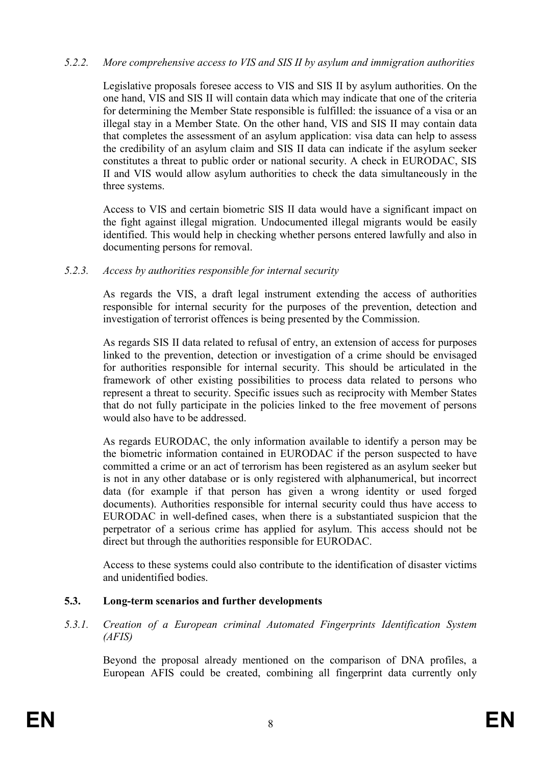#### *5.2.2. More comprehensive access to VIS and SIS II by asylum and immigration authorities*

Legislative proposals foresee access to VIS and SIS II by asylum authorities. On the one hand, VIS and SIS II will contain data which may indicate that one of the criteria for determining the Member State responsible is fulfilled: the issuance of a visa or an illegal stay in a Member State. On the other hand, VIS and SIS II may contain data that completes the assessment of an asylum application: visa data can help to assess the credibility of an asylum claim and SIS II data can indicate if the asylum seeker constitutes a threat to public order or national security. A check in EURODAC, SIS II and VIS would allow asylum authorities to check the data simultaneously in the three systems.

Access to VIS and certain biometric SIS II data would have a significant impact on the fight against illegal migration. Undocumented illegal migrants would be easily identified. This would help in checking whether persons entered lawfully and also in documenting persons for removal.

#### *5.2.3. Access by authorities responsible for internal security*

As regards the VIS, a draft legal instrument extending the access of authorities responsible for internal security for the purposes of the prevention, detection and investigation of terrorist offences is being presented by the Commission.

As regards SIS II data related to refusal of entry, an extension of access for purposes linked to the prevention, detection or investigation of a crime should be envisaged for authorities responsible for internal security. This should be articulated in the framework of other existing possibilities to process data related to persons who represent a threat to security. Specific issues such as reciprocity with Member States that do not fully participate in the policies linked to the free movement of persons would also have to be addressed.

As regards EURODAC, the only information available to identify a person may be the biometric information contained in EURODAC if the person suspected to have committed a crime or an act of terrorism has been registered as an asylum seeker but is not in any other database or is only registered with alphanumerical, but incorrect data (for example if that person has given a wrong identity or used forged documents). Authorities responsible for internal security could thus have access to EURODAC in well-defined cases, when there is a substantiated suspicion that the perpetrator of a serious crime has applied for asylum. This access should not be direct but through the authorities responsible for EURODAC.

Access to these systems could also contribute to the identification of disaster victims and unidentified bodies.

### **5.3. Long-term scenarios and further developments**

#### *5.3.1. Creation of a European criminal Automated Fingerprints Identification System (AFIS)*

Beyond the proposal already mentioned on the comparison of DNA profiles, a European AFIS could be created, combining all fingerprint data currently only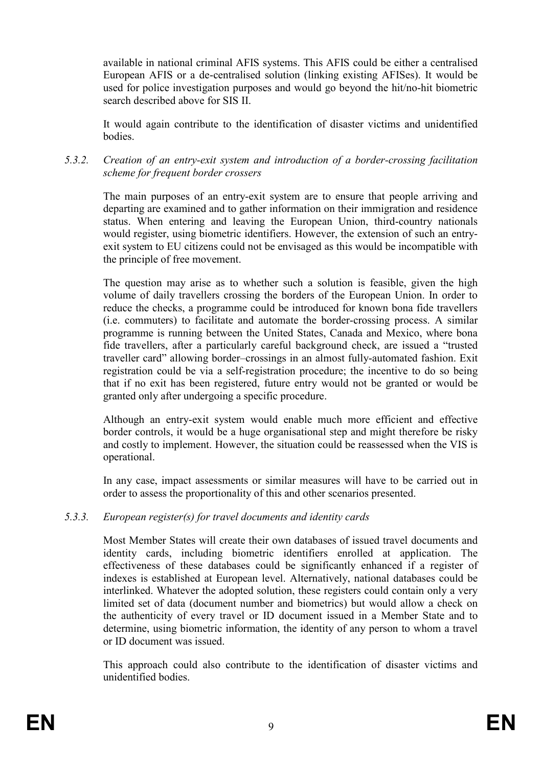available in national criminal AFIS systems. This AFIS could be either a centralised European AFIS or a de-centralised solution (linking existing AFISes). It would be used for police investigation purposes and would go beyond the hit/no-hit biometric search described above for SIS II.

It would again contribute to the identification of disaster victims and unidentified bodies.

#### *5.3.2. Creation of an entry-exit system and introduction of a border-crossing facilitation scheme for frequent border crossers*

The main purposes of an entry-exit system are to ensure that people arriving and departing are examined and to gather information on their immigration and residence status. When entering and leaving the European Union, third-country nationals would register, using biometric identifiers. However, the extension of such an entry-exit system to EU citizens could not be envisaged as this would be incompatible with the principle of free movement.

The question may arise as to whether such a solution is feasible, given the high volume of daily travellers crossing the borders of the European Union. In order to reduce the checks, a programme could be introduced for known bona fide travellers (i.e. commuters) to facilitate and automate the border-crossing process. A similar programme is running between the United States, Canada and Mexico, where bona fide travellers, after a particularly careful background check, are issued a "trusted traveller card" allowing border–crossings in an almost fully-automated fashion. Exit registration could be via a self-registration procedure; the incentive to do so being that if no exit has been registered, future entry would not be granted or would be granted only after undergoing a specific procedure.

Although an entry-exit system would enable much more efficient and effective border controls, it would be a huge organisational step and might therefore be risky and costly to implement. However, the situation could be reassessed when the VIS is operational.

In any case, impact assessments or similar measures will have to be carried out in order to assess the proportionality of this and other scenarios presented.

#### *5.3.3. European register(s) for travel documents and identity cards*

Most Member States will create their own databases of issued travel documents and identity cards, including biometric identifiers enrolled at application. The effectiveness of these databases could be significantly enhanced if a register of indexes is established at European level. Alternatively, national databases could be interlinked. Whatever the adopted solution, these registers could contain only a very limited set of data (document number and biometrics) but would allow a check on the authenticity of every travel or ID document issued in a Member State and to determine, using biometric information, the identity of any person to whom a travel or ID document was issued.

This approach could also contribute to the identification of disaster victims and unidentified bodies.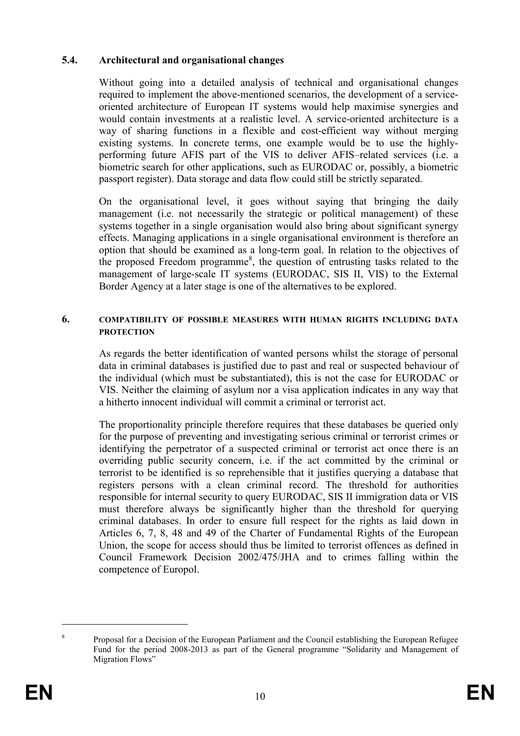### 5.4. Architectural and organisational changes

Without going into a detailed analysis of technical and organisational changes required to implement the above-mentioned scenarios, the development of a service-oriented architecture of European IT systems would help maximise synergies and would contain investments at a realistic level. A service-oriented architecture is a way of sharing functions in a flexible and cost-efficient way without merging existing systems. In concrete terms, one example would be to use the highly-performing future AFIS part of the VIS to deliver AFIS–related services (i.e. a biometric search for other applications, such as EURODAC or, possibly, a biometric passport register). Data storage and data flow could still be strictly separated.

On the organisational level, it goes without saying that bringing the daily management (i.e. not necessarily the strategic or political management) of these systems together in a single organisation would also bring about significant synergy effects. Managing applications in a single organisational environment is therefore an option that should be examined as a long-term goal. In relation to the objectives of the proposed Freedom programme[8], the question of entrusting tasks related to the management of large-scale IT systems (EURODAC, SIS II, VIS) to the External Border Agency at a later stage is one of the alternatives to be explored.

## 6. COMPATIBILITY OF POSSIBLE MEASURES WITH HUMAN RIGHTS INCLUDING DATA PROTECTION

As regards the better identification of wanted persons whilst the storage of personal data in criminal databases is justified due to past and real or suspected behaviour of the individual (which must be substantiated), this is not the case for EURODAC or VIS. Neither the claiming of asylum nor a visa application indicates in any way that a hitherto innocent individual will commit a criminal or terrorist act.

The proportionality principle therefore requires that these databases be queried only for the purpose of preventing and investigating serious criminal or terrorist crimes or identifying the perpetrator of a suspected criminal or terrorist act once there is an overriding public security concern, i.e. if the act committed by the criminal or terrorist to be identified is so reprehensible that it justifies querying a database that registers persons with a clean criminal record. The threshold for authorities responsible for internal security to query EURODAC, SIS II immigration data or VIS must therefore always be significantly higher than the threshold for querying criminal databases. In order to ensure full respect for the rights as laid down in Articles 6, 7, 8, 48 and 49 of the Charter of Fundamental Rights of the European Union, the scope for access should thus be limited to terrorist offences as defined in Council Framework Decision 2002/475/JHA and to crimes falling within the competence of Europol.

[8] Proposal for a Decision of the European Parliament and the Council establishing the European Refugee Fund for the period 2008-2013 as part of the General programme "Solidarity and Management of Migration Flows"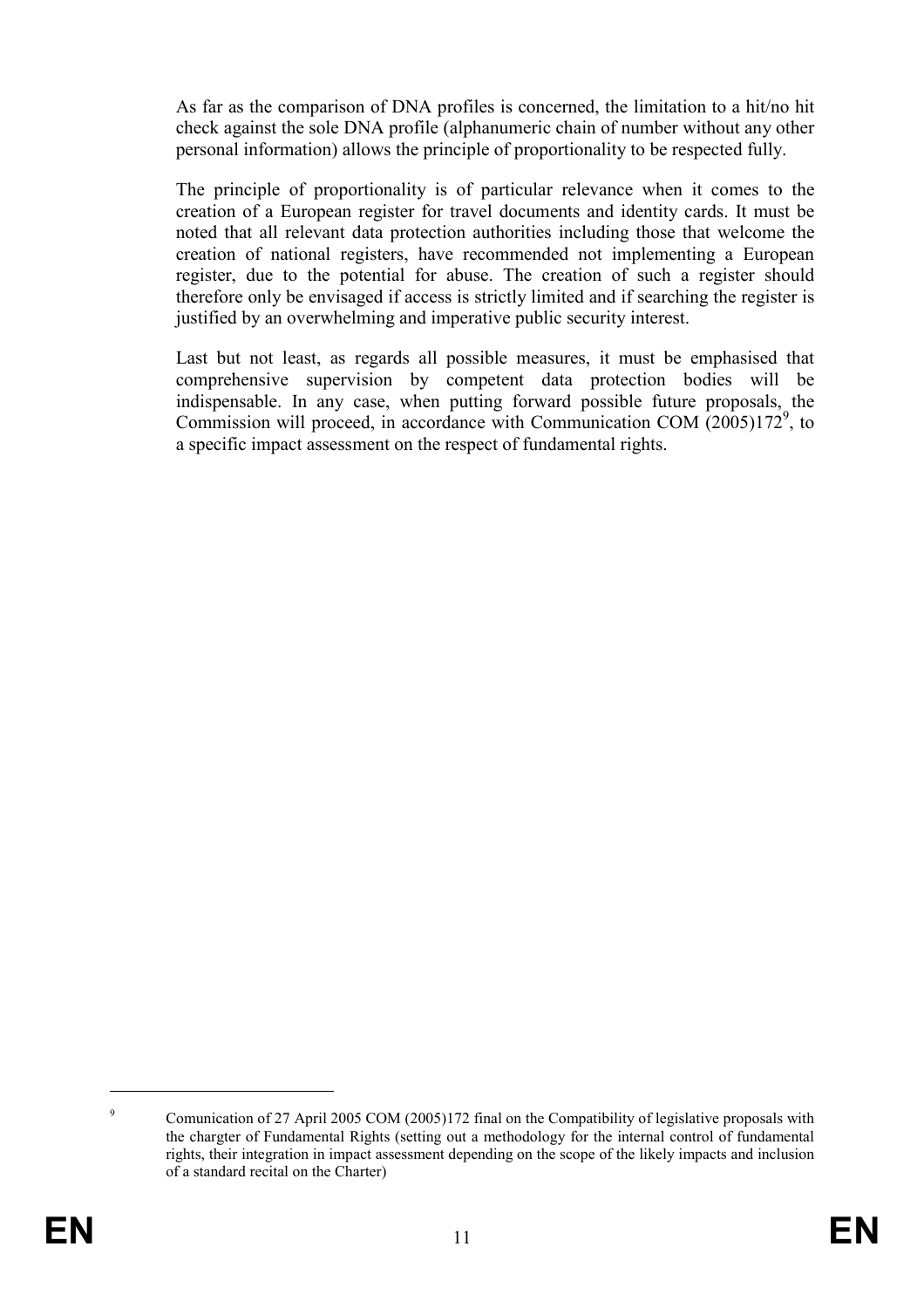As far as the comparison of DNA profiles is concerned, the limitation to a hit/no hit check against the sole DNA profile (alphanumeric chain of number without any other personal information) allows the principle of proportionality to be respected fully.

The principle of proportionality is of particular relevance when it comes to the creation of a European register for travel documents and identity cards. It must be noted that all relevant data protection authorities including those that welcome the creation of national registers, have recommended not implementing a European register, due to the potential for abuse. The creation of such a register should therefore only be envisaged if access is strictly limited and if searching the register is justified by an overwhelming and imperative public security interest.

Last but not least, as regards all possible measures, it must be emphasised that comprehensive supervision by competent data protection bodies will be indispensable. In any case, when putting forward possible future proposals, the Commission will proceed, in accordance with Communication COM (2005)172[9], to a specific impact assessment on the respect of fundamental rights.

---

[9] Comunication of 27 April 2005 COM (2005)172 final on the Compatibility of legislative proposals with the chargter of Fundamental Rights (setting out a methodology for the internal control of fundamental rights, their integration in impact assessment depending on the scope of the likely impacts and inclusion of a standard recital on the Charter)